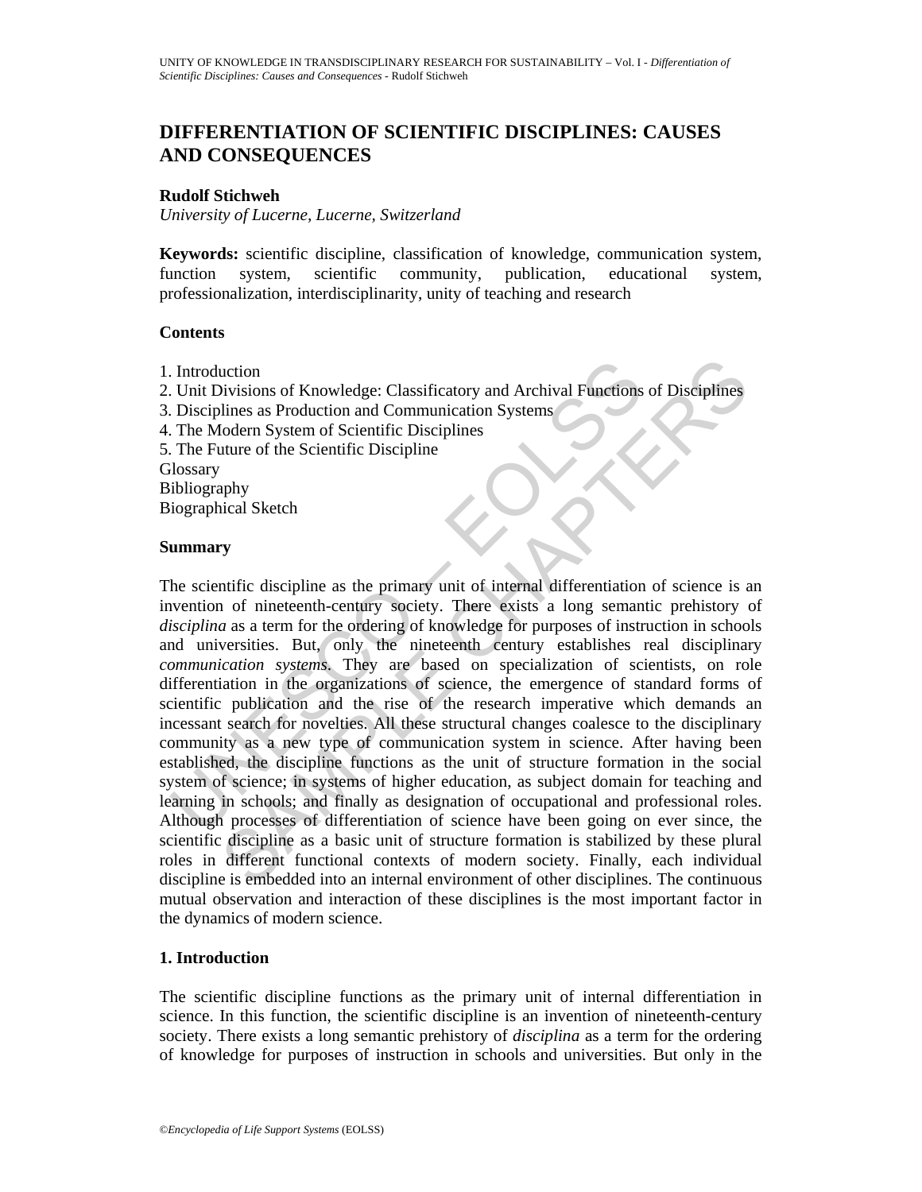# DIFFERENTIATION OF SCIENTIFIC DISCIPLINES: CAUSES AND CONSEQUENCES

**Rudolf Stichweh**
*University of Lucerne, Lucerne, Switzerland*

**Keywords:** scientific discipline, classification of knowledge, communication system, function system, scientific community, publication, educational system, professionalization, interdisciplinarity, unity of teaching and research

## Contents

1. Introduction
2. Unit Divisions of Knowledge: Classificatory and Archival Functions of Disciplines
3. Disciplines as Production and Communication Systems
4. The Modern System of Scientific Disciplines
5. The Future of the Scientific Discipline

Glossary
Bibliography
Biographical Sketch

## Summary

The scientific discipline as the primary unit of internal differentiation of science is an invention of nineteenth-century society. There exists a long semantic prehistory of *disciplina* as a term for the ordering of knowledge for purposes of instruction in schools and universities. But, only the nineteenth century establishes real disciplinary *communication systems*. They are based on specialization of scientists, on role differentiation in the organizations of science, the emergence of standard forms of scientific publication and the rise of the research imperative which demands an incessant search for novelties. All these structural changes coalesce to the disciplinary community as a new type of communication system in science. After having been established, the discipline functions as the unit of structure formation in the social system of science; in systems of higher education, as subject domain for teaching and learning in schools; and finally as designation of occupational and professional roles. Although processes of differentiation of science have been going on ever since, the scientific discipline as a basic unit of structure formation is stabilized by these plural roles in different functional contexts of modern society. Finally, each individual discipline is embedded into an internal environment of other disciplines. The continuous mutual observation and interaction of these disciplines is the most important factor in the dynamics of modern science.

## 1. Introduction

The scientific discipline functions as the primary unit of internal differentiation in science. In this function, the scientific discipline is an invention of nineteenth-century society. There exists a long semantic prehistory of *disciplina* as a term for the ordering of knowledge for purposes of instruction in schools and universities. But only in the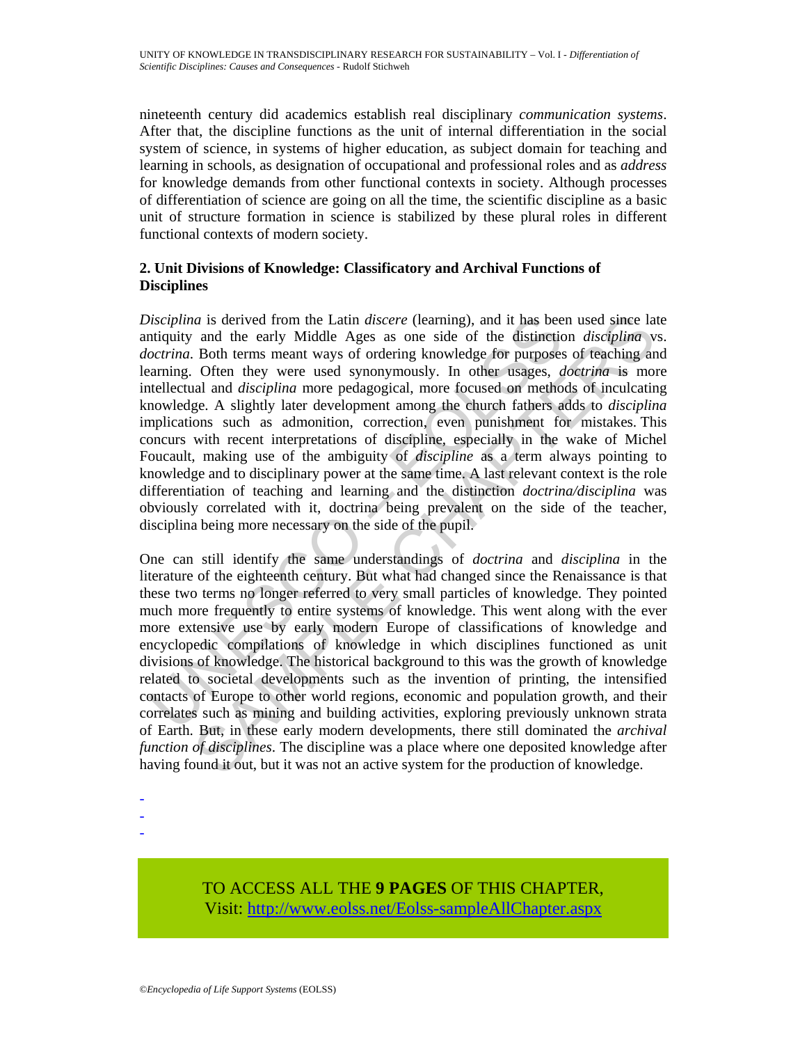nineteenth century did academics establish real disciplinary *communication systems*. After that, the discipline functions as the unit of internal differentiation in the social system of science, in systems of higher education, as subject domain for teaching and learning in schools, as designation of occupational and professional roles and as *address* for knowledge demands from other functional contexts in society. Although processes of differentiation of science are going on all the time, the scientific discipline as a basic unit of structure formation in science is stabilized by these plural roles in different functional contexts of modern society.

## 2. Unit Divisions of Knowledge: Classificatory and Archival Functions of Disciplines

*Disciplina* is derived from the Latin *discere* (learning), and it has been used since late antiquity and the early Middle Ages as one side of the distinction *disciplina* vs. *doctrina*. Both terms meant ways of ordering knowledge for purposes of teaching and learning. Often they were used synonymously. In other usages, *doctrina* is more intellectual and *disciplina* more pedagogical, more focused on methods of inculcating knowledge. A slightly later development among the church fathers adds to *disciplina* implications such as admonition, correction, even punishment for mistakes. This concurs with recent interpretations of discipline, especially in the wake of Michel Foucault, making use of the ambiguity of *discipline* as a term always pointing to knowledge and to disciplinary power at the same time. A last relevant context is the role differentiation of teaching and learning and the distinction *doctrina/disciplina* was obviously correlated with it, doctrina being prevalent on the side of the teacher, disciplina being more necessary on the side of the pupil.

One can still identify the same understandings of *doctrina* and *disciplina* in the literature of the eighteenth century. But what had changed since the Renaissance is that these two terms no longer referred to very small particles of knowledge. They pointed much more frequently to entire systems of knowledge. This went along with the ever more extensive use by early modern Europe of classifications of knowledge and encyclopedic compilations of knowledge in which disciplines functioned as unit divisions of knowledge. The historical background to this was the growth of knowledge related to societal developments such as the invention of printing, the intensified contacts of Europe to other world regions, economic and population growth, and their correlates such as mining and building activities, exploring previously unknown strata of Earth. But, in these early modern developments, there still dominated the *archival function of disciplines*. The discipline was a place where one deposited knowledge after having found it out, but it was not an active system for the production of knowledge.

-
-
-

TO ACCESS ALL THE **9 PAGES** OF THIS CHAPTER,
Visit: http://www.eolss.net/Eolss-sampleAllChapter.aspx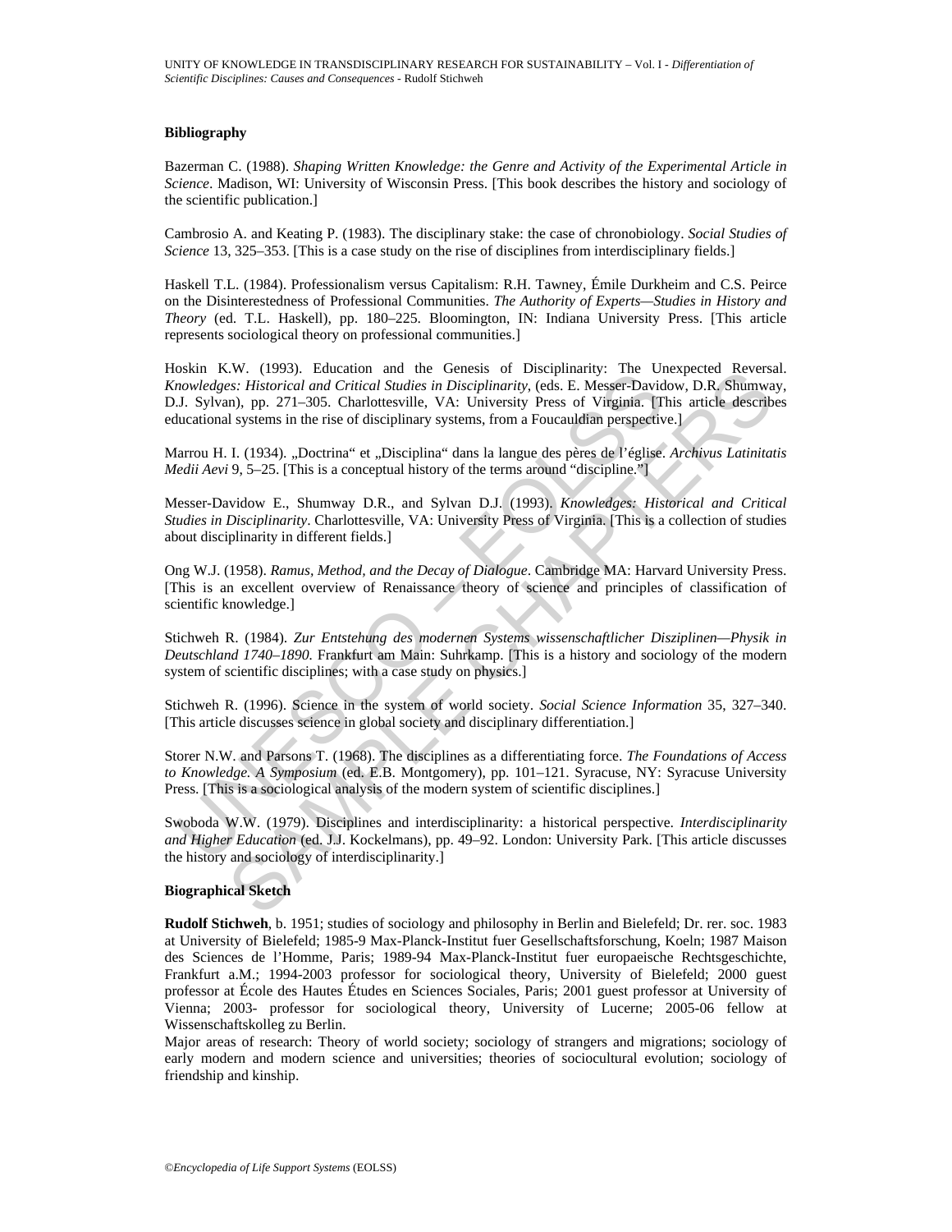### Bibliography

Bazerman C. (1988). *Shaping Written Knowledge: the Genre and Activity of the Experimental Article in Science*. Madison, WI: University of Wisconsin Press. [This book describes the history and sociology of the scientific publication.]

Cambrosio A. and Keating P. (1983). The disciplinary stake: the case of chronobiology. *Social Studies of Science* 13, 325–353. [This is a case study on the rise of disciplines from interdisciplinary fields.]

Haskell T.L. (1984). Professionalism versus Capitalism: R.H. Tawney, Émile Durkheim and C.S. Peirce on the Disinterestedness of Professional Communities. *The Authority of Experts—Studies in History and Theory* (ed. T.L. Haskell), pp. 180–225. Bloomington, IN: Indiana University Press. [This article represents sociological theory on professional communities.]

Hoskin K.W. (1993). Education and the Genesis of Disciplinarity: The Unexpected Reversal. *Knowledges: Historical and Critical Studies in Disciplinarity*, (eds. E. Messer-Davidow, D.R. Shumway, D.J. Sylvan), pp. 271–305. Charlottesville, VA: University Press of Virginia. [This article describes educational systems in the rise of disciplinary systems, from a Foucauldian perspective.]

Marrou H. I. (1934). „Doctrina“ et „Disciplina“ dans la langue des pères de l'église. *Archivus Latinitatis Medii Aevi* 9, 5–25. [This is a conceptual history of the terms around "discipline."]

Messer-Davidow E., Shumway D.R., and Sylvan D.J. (1993). *Knowledges: Historical and Critical Studies in Disciplinarity*. Charlottesville, VA: University Press of Virginia. [This is a collection of studies about disciplinarity in different fields.]

Ong W.J. (1958). *Ramus, Method, and the Decay of Dialogue*. Cambridge MA: Harvard University Press. [This is an excellent overview of Renaissance theory of science and principles of classification of scientific knowledge.]

Stichweh R. (1984). *Zur Entstehung des modernen Systems wissenschaftlicher Disziplinen—Physik in Deutschland 1740–1890*. Frankfurt am Main: Suhrkamp. [This is a history and sociology of the modern system of scientific disciplines; with a case study on physics.]

Stichweh R. (1996). Science in the system of world society. *Social Science Information* 35, 327–340. [This article discusses science in global society and disciplinary differentiation.]

Storer N.W. and Parsons T. (1968). The disciplines as a differentiating force. *The Foundations of Access to Knowledge. A Symposium* (ed. E.B. Montgomery), pp. 101–121. Syracuse, NY: Syracuse University Press. [This is a sociological analysis of the modern system of scientific disciplines.]

Swoboda W.W. (1979). Disciplines and interdisciplinarity: a historical perspective. *Interdisciplinarity and Higher Education* (ed. J.J. Kockelmans), pp. 49–92. London: University Park. [This article discusses the history and sociology of interdisciplinarity.]

### Biographical Sketch

**Rudolf Stichweh**, b. 1951; studies of sociology and philosophy in Berlin and Bielefeld; Dr. rer. soc. 1983 at University of Bielefeld; 1985-9 Max-Planck-Institut fuer Gesellschaftsforschung, Koeln; 1987 Maison des Sciences de l'Homme, Paris; 1989-94 Max-Planck-Institut fuer europaeische Rechtsgeschichte, Frankfurt a.M.; 1994-2003 professor for sociological theory, University of Bielefeld; 2000 guest professor at École des Hautes Études en Sciences Sociales, Paris; 2001 guest professor at University of Vienna; 2003- professor for sociological theory, University of Lucerne; 2005-06 fellow at Wissenschaftskolleg zu Berlin.

Major areas of research: Theory of world society; sociology of strangers and migrations; sociology of early modern and modern science and universities; theories of sociocultural evolution; sociology of friendship and kinship.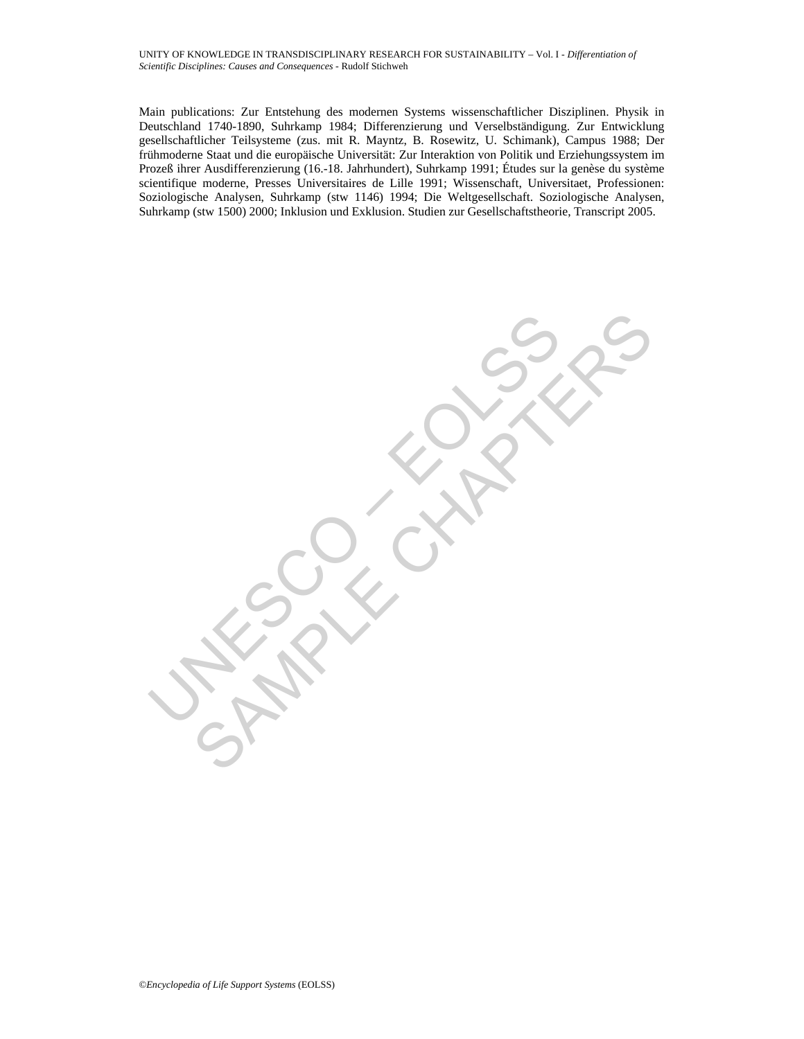Main publications: Zur Entstehung des modernen Systems wissenschaftlicher Disziplinen. Physik in Deutschland 1740-1890, Suhrkamp 1984; Differenzierung und Verselbständigung. Zur Entwicklung gesellschaftlicher Teilsysteme (zus. mit R. Mayntz, B. Rosewitz, U. Schimank), Campus 1988; Der frühmoderne Staat und die europäische Universität: Zur Interaktion von Politik und Erziehungssystem im Prozeß ihrer Ausdifferenzierung (16.-18. Jahrhundert), Suhrkamp 1991; Études sur la genèse du système scientifique moderne, Presses Universitaires de Lille 1991; Wissenschaft, Universitaet, Professionen: Soziologische Analysen, Suhrkamp (stw 1146) 1994; Die Weltgesellschaft. Soziologische Analysen, Suhrkamp (stw 1500) 2000; Inklusion und Exklusion. Studien zur Gesellschaftstheorie, Transcript 2005.